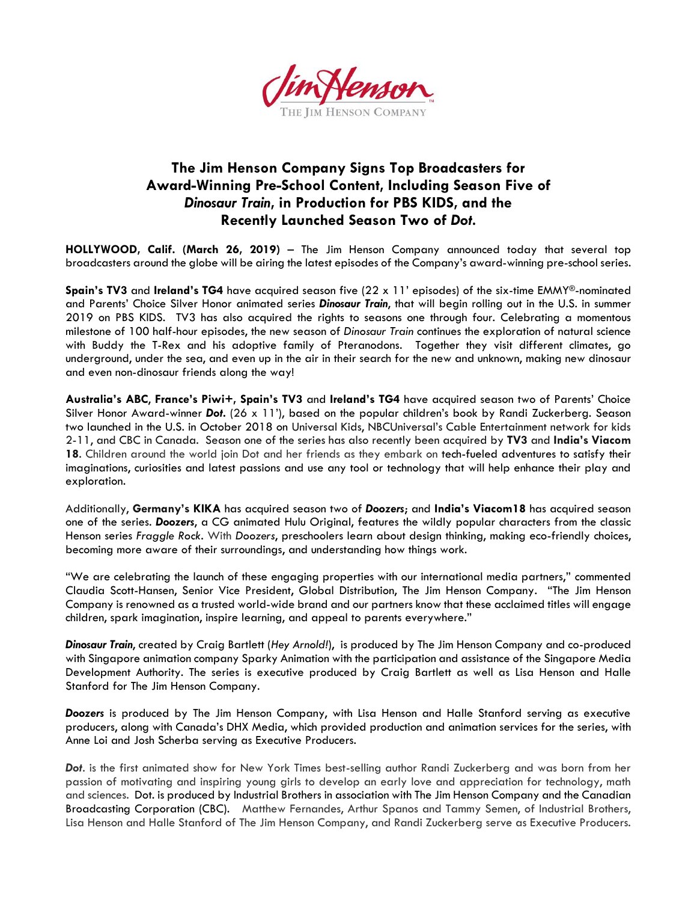Jim Henson
THE JIM HENSON COMPANY

# The Jim Henson Company Signs Top Broadcasters for Award-Winning Pre-School Content, Including Season Five of *Dinosaur Train*, in Production for PBS KIDS, and the Recently Launched Season Two of *Dot.*

**HOLLYWOOD, Calif. (March 26, 2019)** – The Jim Henson Company announced today that several top broadcasters around the globe will be airing the latest episodes of the Company's award-winning pre-school series.

**Spain's TV3** and **Ireland's TG4** have acquired season five (22 x 11' episodes) of the six-time EMMY®-nominated and Parents' Choice Silver Honor animated series ***Dinosaur Train***, that will begin rolling out in the U.S. in summer 2019 on PBS KIDS. TV3 has also acquired the rights to seasons one through four. Celebrating a momentous milestone of 100 half-hour episodes, the new season of *Dinosaur Train* continues the exploration of natural science with Buddy the T-Rex and his adoptive family of Pteranodons. Together they visit different climates, go underground, under the sea, and even up in the air in their search for the new and unknown, making new dinosaur and even non-dinosaur friends along the way!

**Australia's ABC**, **France's Piwi+**, **Spain's TV3** and **Ireland's TG4** have acquired season two of Parents' Choice Silver Honor Award-winner ***Dot.*** (26 x 11'), based on the popular children's book by Randi Zuckerberg. Season two launched in the U.S. in October 2018 on Universal Kids, NBCUniversal's Cable Entertainment network for kids 2-11, and CBC in Canada. Season one of the series has also recently been acquired by **TV3** and **India's Viacom 18**. Children around the world join Dot and her friends as they embark on tech-fueled adventures to satisfy their imaginations, curiosities and latest passions and use any tool or technology that will help enhance their play and exploration.

Additionally, **Germany's KIKA** has acquired season two of ***Doozers***; and **India's Viacom18** has acquired season one of the series. ***Doozers***, a CG animated Hulu Original, features the wildly popular characters from the classic Henson series *Fraggle Rock*. With *Doozers*, preschoolers learn about design thinking, making eco-friendly choices, becoming more aware of their surroundings, and understanding how things work.

"We are celebrating the launch of these engaging properties with our international media partners," commented Claudia Scott-Hansen, Senior Vice President, Global Distribution, The Jim Henson Company. "The Jim Henson Company is renowned as a trusted world-wide brand and our partners know that these acclaimed titles will engage children, spark imagination, inspire learning, and appeal to parents everywhere."

***Dinosaur Train***, created by Craig Bartlett (*Hey Arnold!*), is produced by The Jim Henson Company and co-produced with Singapore animation company Sparky Animation with the participation and assistance of the Singapore Media Development Authority. The series is executive produced by Craig Bartlett as well as Lisa Henson and Halle Stanford for The Jim Henson Company.

***Doozers*** is produced by The Jim Henson Company, with Lisa Henson and Halle Stanford serving as executive producers, along with Canada's DHX Media, which provided production and animation services for the series, with Anne Loi and Josh Scherba serving as Executive Producers.

***Dot***. is the first animated show for New York Times best-selling author Randi Zuckerberg and was born from her passion of motivating and inspiring young girls to develop an early love and appreciation for technology, math and sciences. Dot. is produced by Industrial Brothers in association with The Jim Henson Company and the Canadian Broadcasting Corporation (CBC). Matthew Fernandes, Arthur Spanos and Tammy Semen, of Industrial Brothers, Lisa Henson and Halle Stanford of The Jim Henson Company, and Randi Zuckerberg serve as Executive Producers.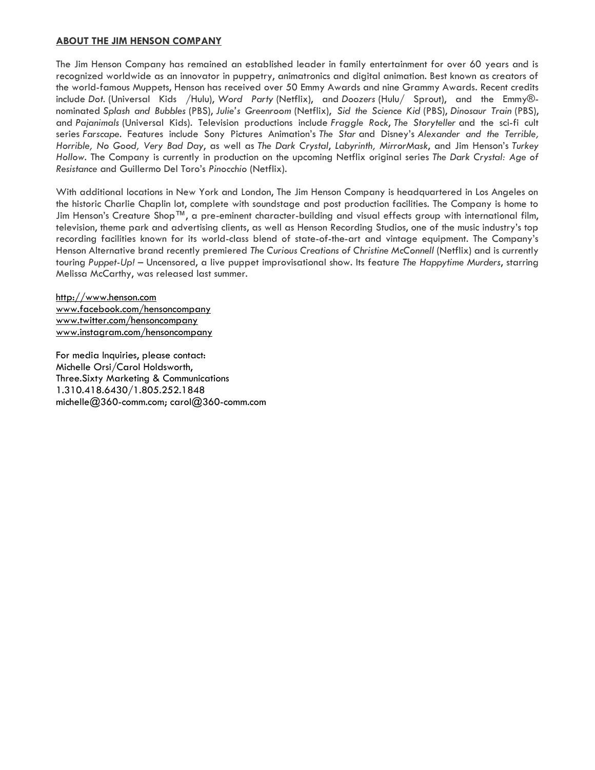**ABOUT THE JIM HENSON COMPANY**

The Jim Henson Company has remained an established leader in family entertainment for over 60 years and is recognized worldwide as an innovator in puppetry, animatronics and digital animation. Best known as creators of the world-famous Muppets, Henson has received over 50 Emmy Awards and nine Grammy Awards. Recent credits include *Dot.* (Universal Kids /Hulu), *Word Party* (Netflix), and *Doozers* (Hulu/ Sprout), and the Emmy®-nominated *Splash and Bubbles* (PBS), *Julie's Greenroom* (Netflix), *Sid the Science Kid* (PBS), *Dinosaur Train* (PBS), and *Pajanimals* (Universal Kids). Television productions include *Fraggle Rock*, *The Storyteller* and the sci-fi cult series *Farscape*. Features include Sony Pictures Animation's *The Star* and Disney's *Alexander and the Terrible, Horrible, No Good, Very Bad Day*, as well as *The Dark Crystal*, *Labyrinth, MirrorMask*, and Jim Henson's *Turkey Hollow*. The Company is currently in production on the upcoming Netflix original series *The Dark Crystal: Age of Resistance* and Guillermo Del Toro's *Pinocchio* (Netflix).

With additional locations in New York and London, The Jim Henson Company is headquartered in Los Angeles on the historic Charlie Chaplin lot, complete with soundstage and post production facilities. The Company is home to Jim Henson's Creature Shop™, a pre-eminent character-building and visual effects group with international film, television, theme park and advertising clients, as well as Henson Recording Studios, one of the music industry's top recording facilities known for its world-class blend of state-of-the-art and vintage equipment. The Company's Henson Alternative brand recently premiered *The Curious Creations of Christine McConnell* (Netflix) and is currently touring *Puppet-Up!* – Uncensored, a live puppet improvisational show. Its feature *The Happytime Murders*, starring Melissa McCarthy, was released last summer.

http://www.henson.com
www.facebook.com/hensoncompany
www.twitter.com/hensoncompany
www.instagram.com/hensoncompany

For media Inquiries, please contact:
Michelle Orsi/Carol Holdsworth,
Three.Sixty Marketing & Communications
1.310.418.6430/1.805.252.1848
michelle@360-comm.com; carol@360-comm.com